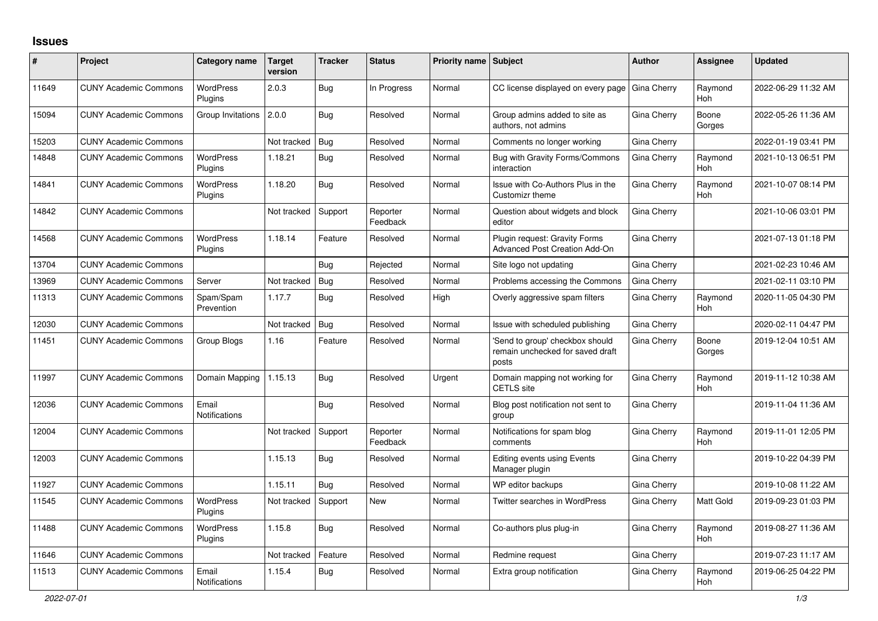# Issues

| # | Project | Category name | Target version | Tracker | Status | Priority name | Subject | Author | Assignee | Updated |
|---|---|---|---|---|---|---|---|---|---|---|
| 11649 | CUNY Academic Commons | WordPress Plugins | 2.0.3 | Bug | In Progress | Normal | CC license displayed on every page | Gina Cherry | Raymond Hoh | 2022-06-29 11:32 AM |
| 15094 | CUNY Academic Commons | Group Invitations | 2.0.0 | Bug | Resolved | Normal | Group admins added to site as authors, not admins | Gina Cherry | Boone Gorges | 2022-05-26 11:36 AM |
| 15203 | CUNY Academic Commons | | Not tracked | Bug | Resolved | Normal | Comments no longer working | Gina Cherry | | 2022-01-19 03:41 PM |
| 14848 | CUNY Academic Commons | WordPress Plugins | 1.18.21 | Bug | Resolved | Normal | Bug with Gravity Forms/Commons interaction | Gina Cherry | Raymond Hoh | 2021-10-13 06:51 PM |
| 14841 | CUNY Academic Commons | WordPress Plugins | 1.18.20 | Bug | Resolved | Normal | Issue with Co-Authors Plus in the Customizr theme | Gina Cherry | Raymond Hoh | 2021-10-07 08:14 PM |
| 14842 | CUNY Academic Commons | | Not tracked | Support | Reporter Feedback | Normal | Question about widgets and block editor | Gina Cherry | | 2021-10-06 03:01 PM |
| 14568 | CUNY Academic Commons | WordPress Plugins | 1.18.14 | Feature | Resolved | Normal | Plugin request: Gravity Forms Advanced Post Creation Add-On | Gina Cherry | | 2021-07-13 01:18 PM |
| 13704 | CUNY Academic Commons | | | Bug | Rejected | Normal | Site logo not updating | Gina Cherry | | 2021-02-23 10:46 AM |
| 13969 | CUNY Academic Commons | Server | Not tracked | Bug | Resolved | Normal | Problems accessing the Commons | Gina Cherry | | 2021-02-11 03:10 PM |
| 11313 | CUNY Academic Commons | Spam/Spam Prevention | 1.17.7 | Bug | Resolved | High | Overly aggressive spam filters | Gina Cherry | Raymond Hoh | 2020-11-05 04:30 PM |
| 12030 | CUNY Academic Commons | | Not tracked | Bug | Resolved | Normal | Issue with scheduled publishing | Gina Cherry | | 2020-02-11 04:47 PM |
| 11451 | CUNY Academic Commons | Group Blogs | 1.16 | Feature | Resolved | Normal | 'Send to group' checkbox should remain unchecked for saved draft posts | Gina Cherry | Boone Gorges | 2019-12-04 10:51 AM |
| 11997 | CUNY Academic Commons | Domain Mapping | 1.15.13 | Bug | Resolved | Urgent | Domain mapping not working for CETLS site | Gina Cherry | Raymond Hoh | 2019-11-12 10:38 AM |
| 12036 | CUNY Academic Commons | Email Notifications | | Bug | Resolved | Normal | Blog post notification not sent to group | Gina Cherry | | 2019-11-04 11:36 AM |
| 12004 | CUNY Academic Commons | | Not tracked | Support | Reporter Feedback | Normal | Notifications for spam blog comments | Gina Cherry | Raymond Hoh | 2019-11-01 12:05 PM |
| 12003 | CUNY Academic Commons | | 1.15.13 | Bug | Resolved | Normal | Editing events using Events Manager plugin | Gina Cherry | | 2019-10-22 04:39 PM |
| 11927 | CUNY Academic Commons | | 1.15.11 | Bug | Resolved | Normal | WP editor backups | Gina Cherry | | 2019-10-08 11:22 AM |
| 11545 | CUNY Academic Commons | WordPress Plugins | Not tracked | Support | New | Normal | Twitter searches in WordPress | Gina Cherry | Matt Gold | 2019-09-23 01:03 PM |
| 11488 | CUNY Academic Commons | WordPress Plugins | 1.15.8 | Bug | Resolved | Normal | Co-authors plus plug-in | Gina Cherry | Raymond Hoh | 2019-08-27 11:36 AM |
| 11646 | CUNY Academic Commons | | Not tracked | Feature | Resolved | Normal | Redmine request | Gina Cherry | | 2019-07-23 11:17 AM |
| 11513 | CUNY Academic Commons | Email Notifications | 1.15.4 | Bug | Resolved | Normal | Extra group notification | Gina Cherry | Raymond Hoh | 2019-06-25 04:22 PM |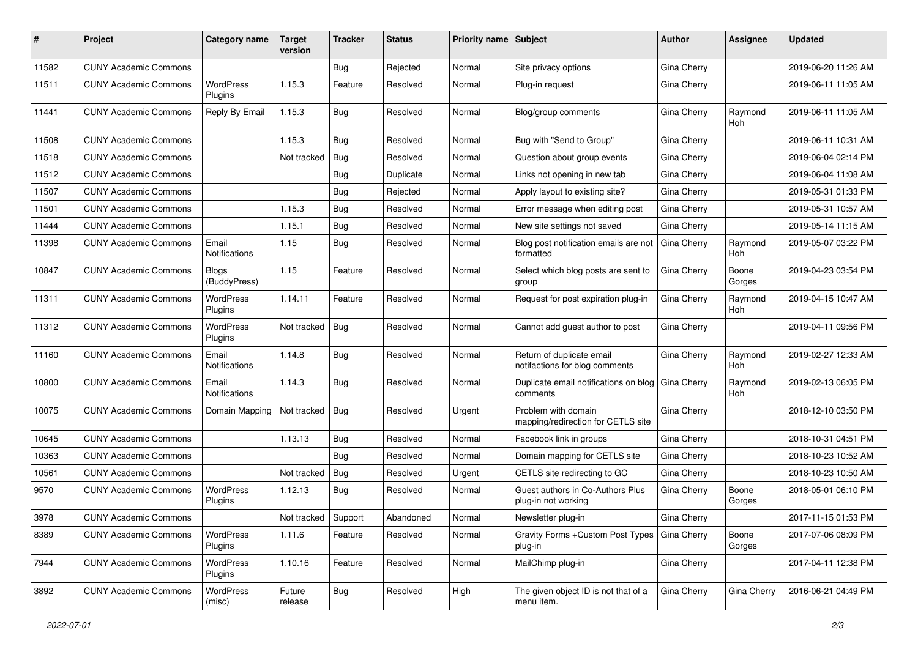| # | Project | Category name | Target version | Tracker | Status | Priority name | Subject | Author | Assignee | Updated |
|---|---|---|---|---|---|---|---|---|---|---|
| 11582 | CUNY Academic Commons | | | Bug | Rejected | Normal | Site privacy options | Gina Cherry | | 2019-06-20 11:26 AM |
| 11511 | CUNY Academic Commons | WordPress Plugins | 1.15.3 | Feature | Resolved | Normal | Plug-in request | Gina Cherry | | 2019-06-11 11:05 AM |
| 11441 | CUNY Academic Commons | Reply By Email | 1.15.3 | Bug | Resolved | Normal | Blog/group comments | Gina Cherry | Raymond Hoh | 2019-06-11 11:05 AM |
| 11508 | CUNY Academic Commons | | 1.15.3 | Bug | Resolved | Normal | Bug with "Send to Group" | Gina Cherry | | 2019-06-11 10:31 AM |
| 11518 | CUNY Academic Commons | | Not tracked | Bug | Resolved | Normal | Question about group events | Gina Cherry | | 2019-06-04 02:14 PM |
| 11512 | CUNY Academic Commons | | | Bug | Duplicate | Normal | Links not opening in new tab | Gina Cherry | | 2019-06-04 11:08 AM |
| 11507 | CUNY Academic Commons | | | Bug | Rejected | Normal | Apply layout to existing site? | Gina Cherry | | 2019-05-31 01:33 PM |
| 11501 | CUNY Academic Commons | | 1.15.3 | Bug | Resolved | Normal | Error message when editing post | Gina Cherry | | 2019-05-31 10:57 AM |
| 11444 | CUNY Academic Commons | | 1.15.1 | Bug | Resolved | Normal | New site settings not saved | Gina Cherry | | 2019-05-14 11:15 AM |
| 11398 | CUNY Academic Commons | Email Notifications | 1.15 | Bug | Resolved | Normal | Blog post notification emails are not formatted | Gina Cherry | Raymond Hoh | 2019-05-07 03:22 PM |
| 10847 | CUNY Academic Commons | Blogs (BuddyPress) | 1.15 | Feature | Resolved | Normal | Select which blog posts are sent to group | Gina Cherry | Boone Gorges | 2019-04-23 03:54 PM |
| 11311 | CUNY Academic Commons | WordPress Plugins | 1.14.11 | Feature | Resolved | Normal | Request for post expiration plug-in | Gina Cherry | Raymond Hoh | 2019-04-15 10:47 AM |
| 11312 | CUNY Academic Commons | WordPress Plugins | Not tracked | Bug | Resolved | Normal | Cannot add guest author to post | Gina Cherry | | 2019-04-11 09:56 PM |
| 11160 | CUNY Academic Commons | Email Notifications | 1.14.8 | Bug | Resolved | Normal | Return of duplicate email notifactions for blog comments | Gina Cherry | Raymond Hoh | 2019-02-27 12:33 AM |
| 10800 | CUNY Academic Commons | Email Notifications | 1.14.3 | Bug | Resolved | Normal | Duplicate email notifications on blog comments | Gina Cherry | Raymond Hoh | 2019-02-13 06:05 PM |
| 10075 | CUNY Academic Commons | Domain Mapping | Not tracked | Bug | Resolved | Urgent | Problem with domain mapping/redirection for CETLS site | Gina Cherry | | 2018-12-10 03:50 PM |
| 10645 | CUNY Academic Commons | | 1.13.13 | Bug | Resolved | Normal | Facebook link in groups | Gina Cherry | | 2018-10-31 04:51 PM |
| 10363 | CUNY Academic Commons | | | Bug | Resolved | Normal | Domain mapping for CETLS site | Gina Cherry | | 2018-10-23 10:52 AM |
| 10561 | CUNY Academic Commons | | Not tracked | Bug | Resolved | Urgent | CETLS site redirecting to GC | Gina Cherry | | 2018-10-23 10:50 AM |
| 9570 | CUNY Academic Commons | WordPress Plugins | 1.12.13 | Bug | Resolved | Normal | Guest authors in Co-Authors Plus plug-in not working | Gina Cherry | Boone Gorges | 2018-05-01 06:10 PM |
| 3978 | CUNY Academic Commons | | Not tracked | Support | Abandoned | Normal | Newsletter plug-in | Gina Cherry | | 2017-11-15 01:53 PM |
| 8389 | CUNY Academic Commons | WordPress Plugins | 1.11.6 | Feature | Resolved | Normal | Gravity Forms +Custom Post Types plug-in | Gina Cherry | Boone Gorges | 2017-07-06 08:09 PM |
| 7944 | CUNY Academic Commons | WordPress Plugins | 1.10.16 | Feature | Resolved | Normal | MailChimp plug-in | Gina Cherry | | 2017-04-11 12:38 PM |
| 3892 | CUNY Academic Commons | WordPress (misc) | Future release | Bug | Resolved | High | The given object ID is not that of a menu item. | Gina Cherry | Gina Cherry | 2016-06-21 04:49 PM |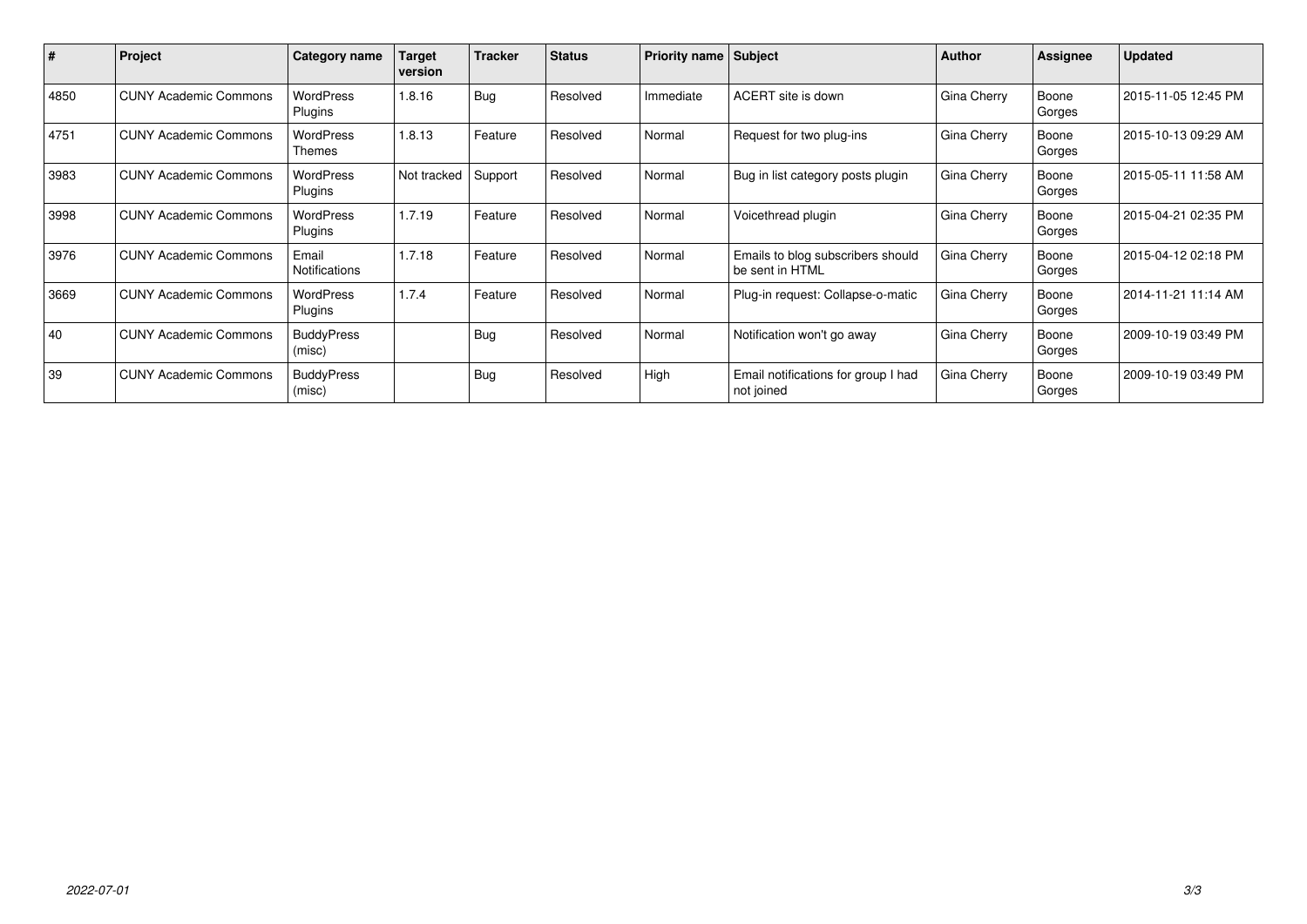| # | Project | Category name | Target version | Tracker | Status | Priority name | Subject | Author | Assignee | Updated |
|---|---|---|---|---|---|---|---|---|---|---|
| 4850 | CUNY Academic Commons | WordPress Plugins | 1.8.16 | Bug | Resolved | Immediate | ACERT site is down | Gina Cherry | Boone Gorges | 2015-11-05 12:45 PM |
| 4751 | CUNY Academic Commons | WordPress Themes | 1.8.13 | Feature | Resolved | Normal | Request for two plug-ins | Gina Cherry | Boone Gorges | 2015-10-13 09:29 AM |
| 3983 | CUNY Academic Commons | WordPress Plugins | Not tracked | Support | Resolved | Normal | Bug in list category posts plugin | Gina Cherry | Boone Gorges | 2015-05-11 11:58 AM |
| 3998 | CUNY Academic Commons | WordPress Plugins | 1.7.19 | Feature | Resolved | Normal | Voicethread plugin | Gina Cherry | Boone Gorges | 2015-04-21 02:35 PM |
| 3976 | CUNY Academic Commons | Email Notifications | 1.7.18 | Feature | Resolved | Normal | Emails to blog subscribers should be sent in HTML | Gina Cherry | Boone Gorges | 2015-04-12 02:18 PM |
| 3669 | CUNY Academic Commons | WordPress Plugins | 1.7.4 | Feature | Resolved | Normal | Plug-in request: Collapse-o-matic | Gina Cherry | Boone Gorges | 2014-11-21 11:14 AM |
| 40 | CUNY Academic Commons | BuddyPress (misc) | | Bug | Resolved | Normal | Notification won't go away | Gina Cherry | Boone Gorges | 2009-10-19 03:49 PM |
| 39 | CUNY Academic Commons | BuddyPress (misc) | | Bug | Resolved | High | Email notifications for group I had not joined | Gina Cherry | Boone Gorges | 2009-10-19 03:49 PM |